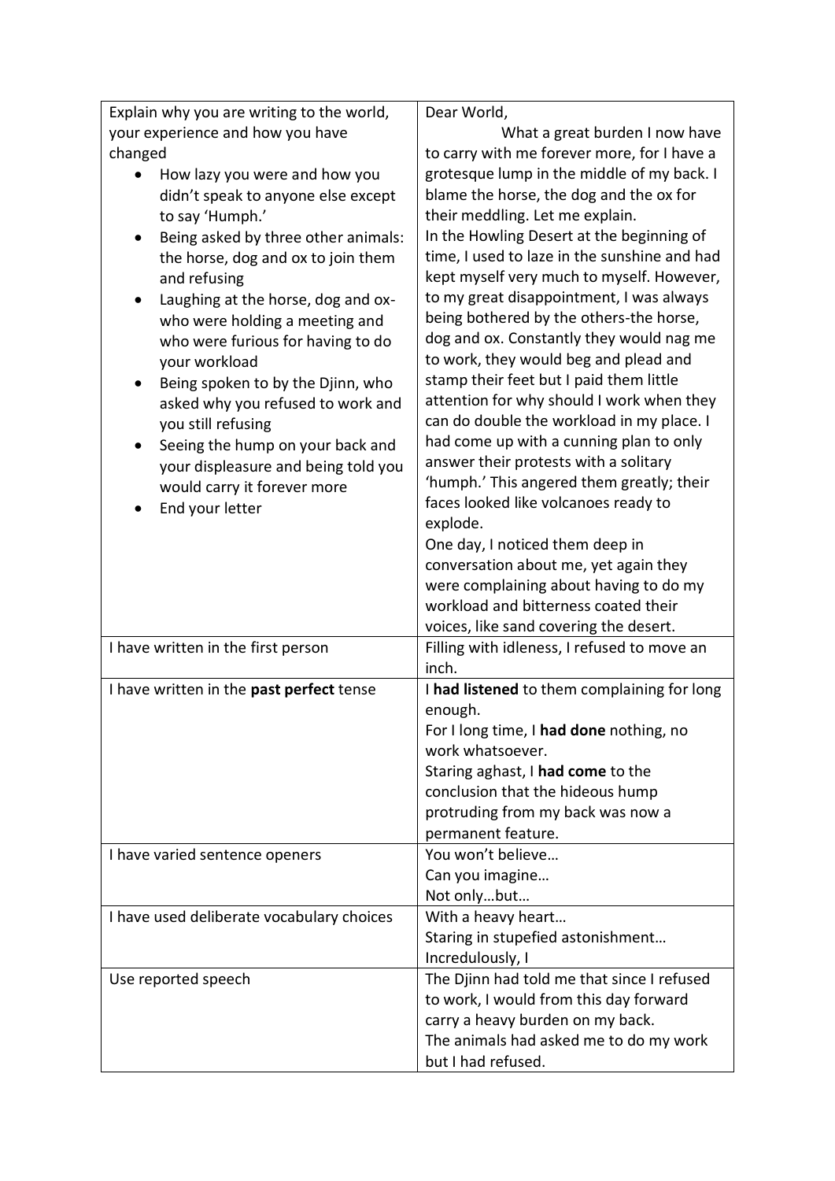| Explain why you are writing to the world, your experience and how you have changed<br>• How lazy you were and how you didn't speak to anyone else except to say 'Humph.'<br>• Being asked by three other animals: the horse, dog and ox to join them and refusing<br>• Laughing at the horse, dog and ox- who were holding a meeting and who were furious for having to do your workload<br>• Being spoken to by the Djinn, who asked why you refused to work and you still refusing<br>• Seeing the hump on your back and your displeasure and being told you would carry it forever more<br>• End your letter | Dear World,<br>What a great burden I now have to carry with me forever more, for I have a grotesque lump in the middle of my back. I blame the horse, the dog and the ox for their meddling. Let me explain.<br>In the Howling Desert at the beginning of time, I used to laze in the sunshine and had kept myself very much to myself. However, to my great disappointment, I was always being bothered by the others-the horse, dog and ox. Constantly they would nag me to work, they would beg and plead and stamp their feet but I paid them little attention for why should I work when they can do double the workload in my place. I had come up with a cunning plan to only answer their protests with a solitary 'humph.' This angered them greatly; their faces looked like volcanoes ready to explode.<br>One day, I noticed them deep in conversation about me, yet again they were complaining about having to do my workload and bitterness coated their voices, like sand covering the desert. |
|---|---|
| I have written in the first person | Filling with idleness, I refused to move an inch. |
| I have written in the **past perfect** tense | I **had listened** to them complaining for long enough.<br>For I long time, I **had done** nothing, no work whatsoever.<br>Staring aghast, I **had come** to the conclusion that the hideous hump protruding from my back was now a permanent feature. |
| I have varied sentence openers | You won't believe…<br>Can you imagine…<br>Not only…but… |
| I have used deliberate vocabulary choices | With a heavy heart…<br>Staring in stupefied astonishment…<br>Incredulously, I |
| Use reported speech | The Djinn had told me that since I refused to work, I would from this day forward carry a heavy burden on my back.<br>The animals had asked me to do my work but I had refused. |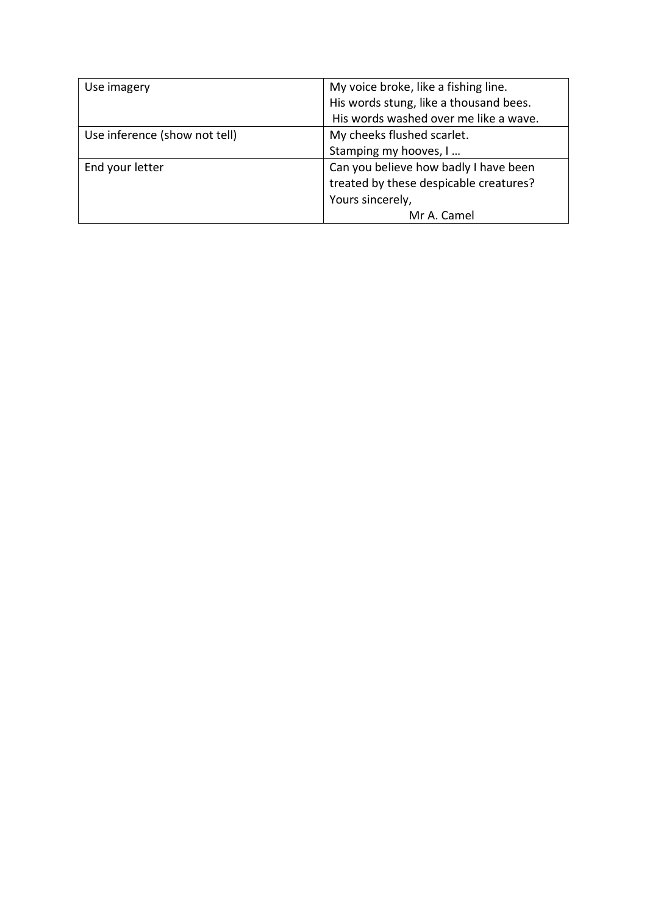| | |
|---|---|
| Use imagery | My voice broke, like a fishing line.<br>His words stung, like a thousand bees.<br>His words washed over me like a wave. |
| Use inference (show not tell) | My cheeks flushed scarlet.<br>Stamping my hooves, I … |
| End your letter | Can you believe how badly I have been treated by these despicable creatures?<br>Yours sincerely,<br>Mr A. Camel |